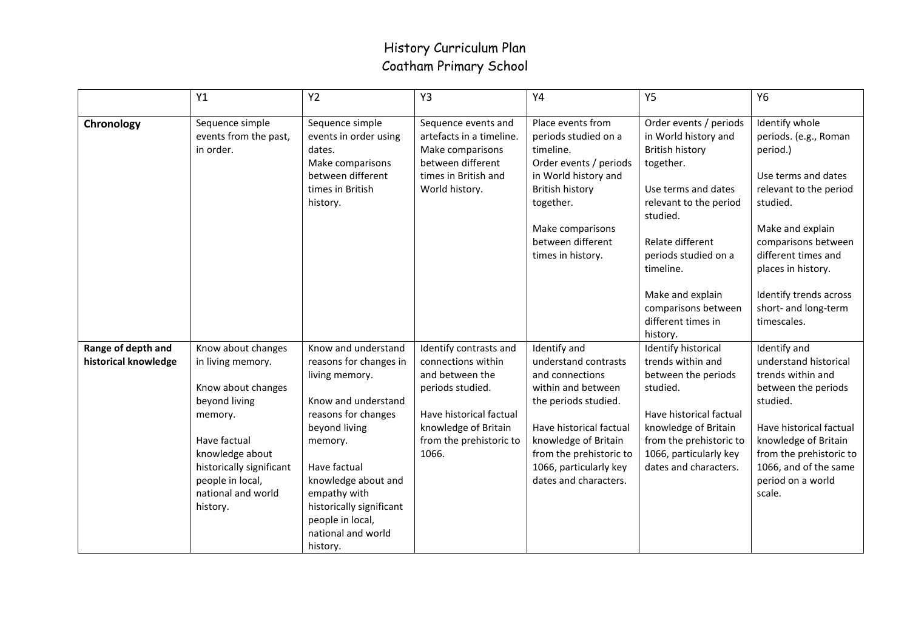# History Curriculum Plan
# Coatham Primary School

| | Y1 | Y2 | Y3 | Y4 | Y5 | Y6 |
|---|---|---|---|---|---|---|
| **Chronology** | Sequence simple events from the past, in order. | Sequence simple events in order using dates.<br>Make comparisons between different times in British history. | Sequence events and artefacts in a timeline.<br>Make comparisons between different times in British and World history. | Place events from periods studied on a timeline.<br>Order events / periods in World history and British history together.<br><br>Make comparisons between different times in history. | Order events / periods in World history and British history together.<br><br>Use terms and dates relevant to the period studied.<br><br>Relate different periods studied on a timeline.<br><br>Make and explain comparisons between different times in history. | Identify whole periods. (e.g., Roman period.)<br><br>Use terms and dates relevant to the period studied.<br><br>Make and explain comparisons between different times and places in history.<br><br>Identify trends across short- and long-term timescales. |
| **Range of depth and historical knowledge** | Know about changes in living memory.<br><br>Know about changes beyond living memory.<br><br>Have factual knowledge about historically significant people in local, national and world history. | Know and understand reasons for changes in living memory.<br><br>Know and understand reasons for changes beyond living memory.<br><br>Have factual knowledge about and empathy with historically significant people in local, national and world history. | Identify contrasts and connections within and between the periods studied.<br><br>Have historical factual knowledge of Britain from the prehistoric to 1066. | Identify and understand contrasts and connections within and between the periods studied.<br><br>Have historical factual knowledge of Britain from the prehistoric to 1066, particularly key dates and characters. | Identify historical trends within and between the periods studied.<br><br>Have historical factual knowledge of Britain from the prehistoric to 1066, particularly key dates and characters. | Identify and understand historical trends within and between the periods studied.<br><br>Have historical factual knowledge of Britain from the prehistoric to 1066, and of the same period on a world scale. |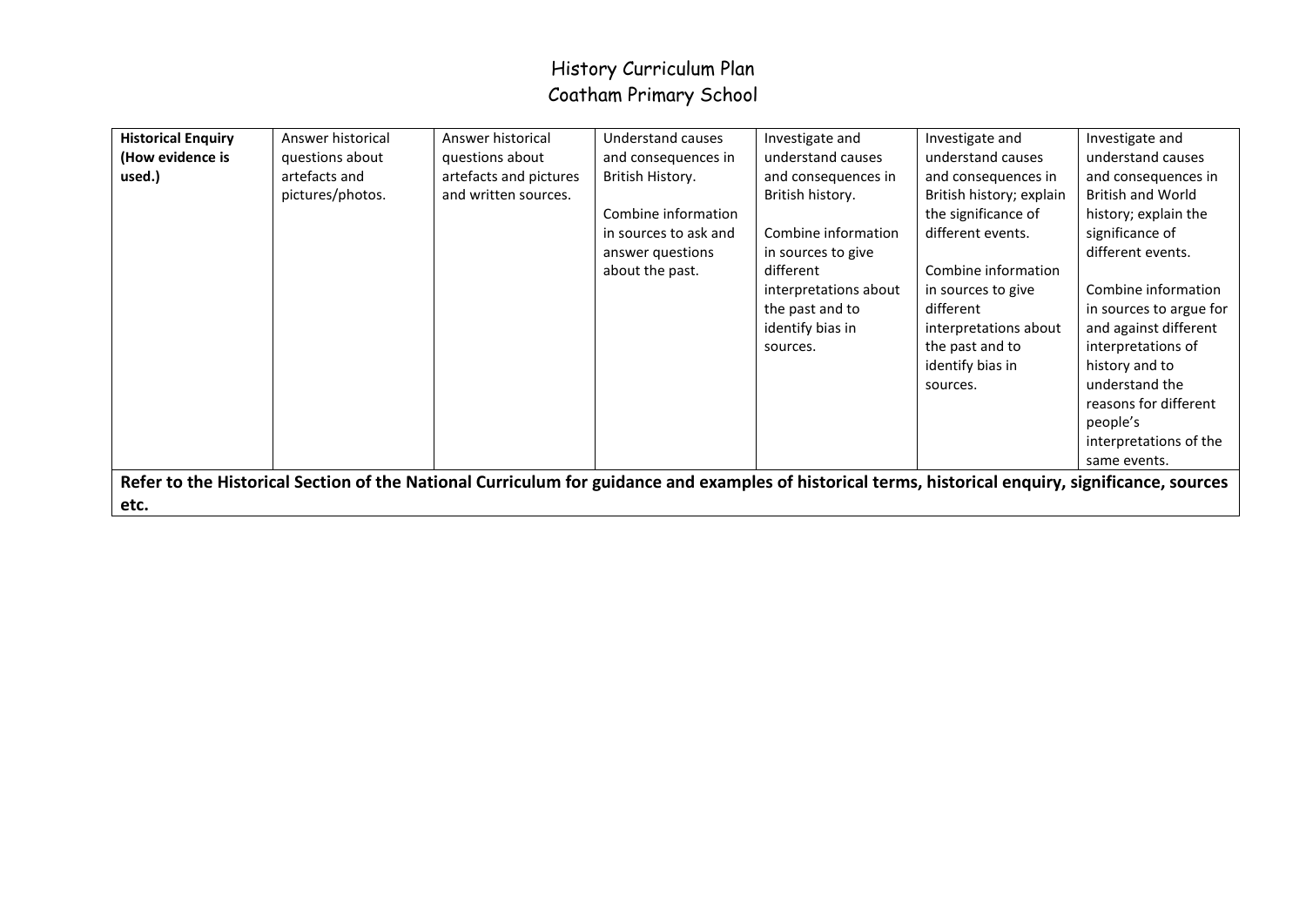# History Curriculum Plan
## Coatham Primary School

| | | | | | | |
|---|---|---|---|---|---|---|
| **Historical Enquiry (How evidence is used.)** | Answer historical questions about artefacts and pictures/photos. | Answer historical questions about artefacts and pictures and written sources. | Understand causes and consequences in British History.<br><br>Combine information in sources to ask and answer questions about the past. | Investigate and understand causes and consequences in British history.<br><br>Combine information in sources to give different interpretations about the past and to identify bias in sources. | Investigate and understand causes and consequences in British history; explain the significance of different events.<br><br>Combine information in sources to give different interpretations about the past and to identify bias in sources. | Investigate and understand causes and consequences in British and World history; explain the significance of different events.<br><br>Combine information in sources to argue for and against different interpretations of history and to understand the reasons for different people's interpretations of the same events. |
| **Refer to the Historical Section of the National Curriculum for guidance and examples of historical terms, historical enquiry, significance, sources etc.** | | | | | | |